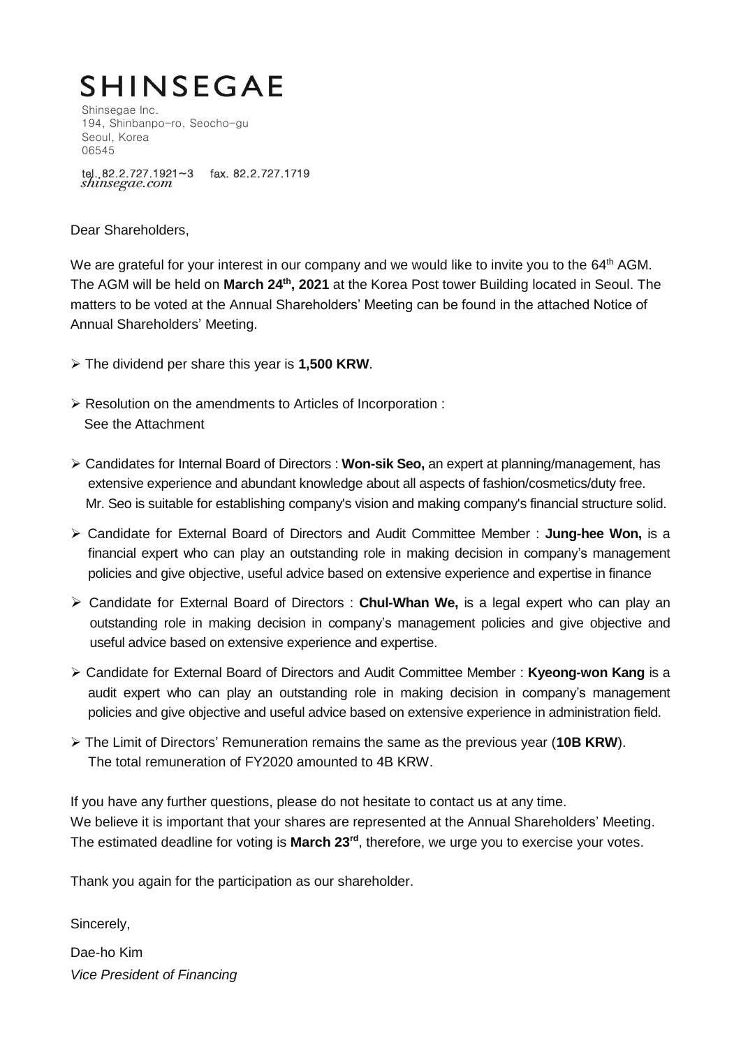# SHINSEGAE

Shinsegae Inc.
194, Shinbanpo-ro, Seocho-gu
Seoul, Korea
06545

tel. 82.2.727.1921~3 fax. 82.2.727.1719
*shinsegae.com*

Dear Shareholders,

We are grateful for your interest in our company and we would like to invite you to the 64th AGM. The AGM will be held on **March 24th, 2021** at the Korea Post tower Building located in Seoul. The matters to be voted at the Annual Shareholders' Meeting can be found in the attached Notice of Annual Shareholders' Meeting.

- The dividend per share this year is **1,500 KRW**.
- Resolution on the amendments to Articles of Incorporation : See the Attachment
- Candidates for Internal Board of Directors : **Won-sik Seo,** an expert at planning/management, has extensive experience and abundant knowledge about all aspects of fashion/cosmetics/duty free. Mr. Seo is suitable for establishing company's vision and making company's financial structure solid.
- Candidate for External Board of Directors and Audit Committee Member : **Jung-hee Won,** is a financial expert who can play an outstanding role in making decision in company's management policies and give objective, useful advice based on extensive experience and expertise in finance
- Candidate for External Board of Directors : **Chul-Whan We,** is a legal expert who can play an outstanding role in making decision in company's management policies and give objective and useful advice based on extensive experience and expertise.
- Candidate for External Board of Directors and Audit Committee Member : **Kyeong-won Kang** is a audit expert who can play an outstanding role in making decision in company's management policies and give objective and useful advice based on extensive experience in administration field.
- The Limit of Directors' Remuneration remains the same as the previous year (**10B KRW**). The total remuneration of FY2020 amounted to 4B KRW.

If you have any further questions, please do not hesitate to contact us at any time.
We believe it is important that your shares are represented at the Annual Shareholders' Meeting. The estimated deadline for voting is **March 23rd**, therefore, we urge you to exercise your votes.

Thank you again for the participation as our shareholder.

Sincerely,

Dae-ho Kim
*Vice President of Financing*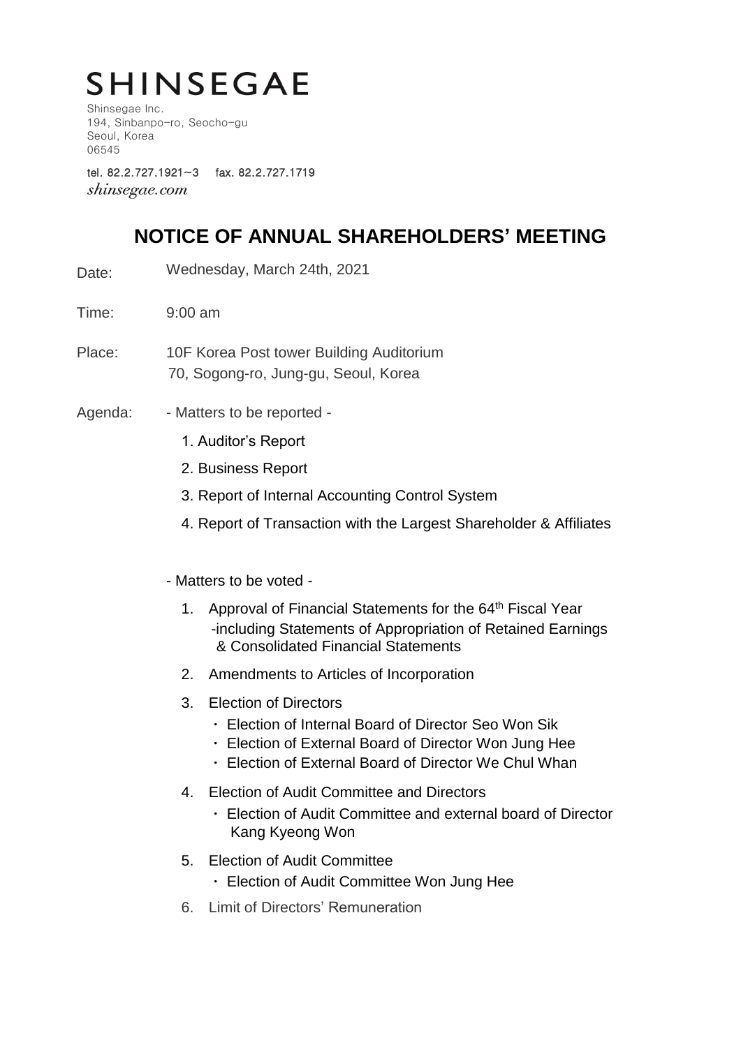# SHINSEGAE

Shinsegae Inc.
194, Sinbanpo-ro, Seocho-gu
Seoul, Korea
06545

tel. 82.2.727.1921~3 fax. 82.2.727.1719
*shinsegae.com*

## NOTICE OF ANNUAL SHAREHOLDERS' MEETING

Date: Wednesday, March 24th, 2021

Time: 9:00 am

Place: 10F Korea Post tower Building Auditorium
70, Sogong-ro, Jung-gu, Seoul, Korea

Agenda: - Matters to be reported -

1. Auditor's Report
2. Business Report
3. Report of Internal Accounting Control System
4. Report of Transaction with the Largest Shareholder & Affiliates

- Matters to be voted -

1. Approval of Financial Statements for the 64th Fiscal Year
   -including Statements of Appropriation of Retained Earnings & Consolidated Financial Statements
2. Amendments to Articles of Incorporation
3. Election of Directors
   - Election of Internal Board of Director Seo Won Sik
   - Election of External Board of Director Won Jung Hee
   - Election of External Board of Director We Chul Whan
4. Election of Audit Committee and Directors
   - Election of Audit Committee and external board of Director Kang Kyeong Won
5. Election of Audit Committee
   - Election of Audit Committee Won Jung Hee
6. Limit of Directors' Remuneration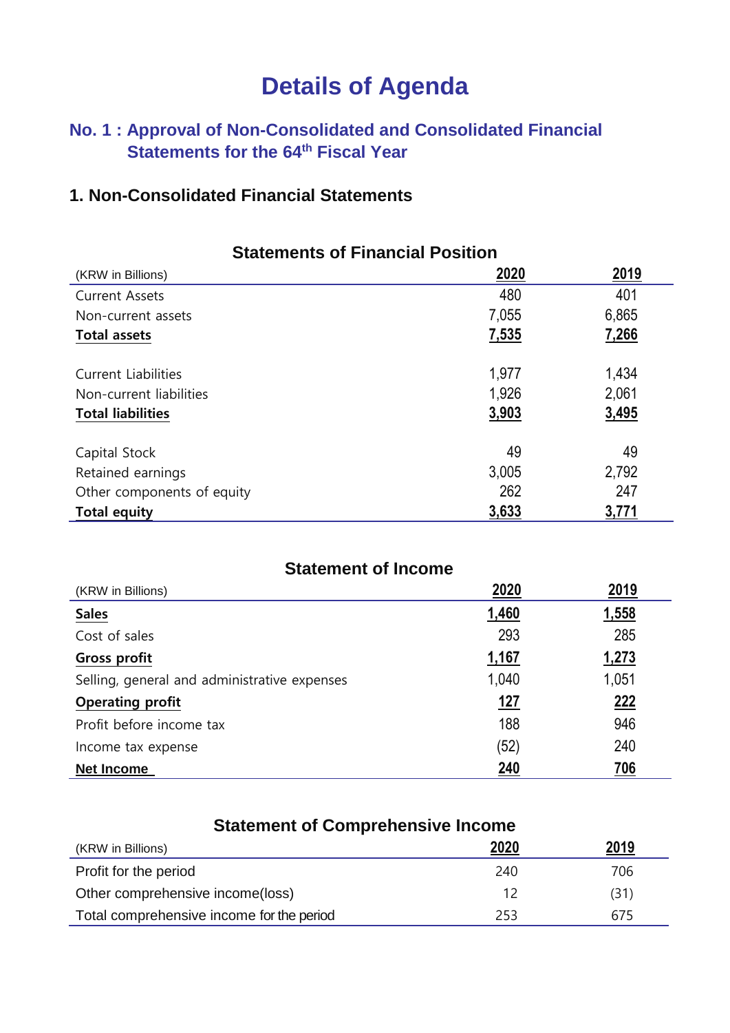# Details of Agenda

## No. 1 : Approval of Non-Consolidated and Consolidated Financial Statements for the 64th Fiscal Year

### 1. Non-Consolidated Financial Statements

**Statements of Financial Position**

| (KRW in Billions) | 2020 | 2019 |
|---|---|---|
| Current Assets | 480 | 401 |
| Non-current assets | 7,055 | 6,865 |
| **Total assets** | **7,535** | **7,266** |
| | | |
| Current Liabilities | 1,977 | 1,434 |
| Non-current liabilities | 1,926 | 2,061 |
| **Total liabilities** | **3,903** | **3,495** |
| | | |
| Capital Stock | 49 | 49 |
| Retained earnings | 3,005 | 2,792 |
| Other components of equity | 262 | 247 |
| **Total equity** | **3,633** | **3,771** |

**Statement of Income**

| (KRW in Billions) | 2020 | 2019 |
|---|---|---|
| **Sales** | **1,460** | **1,558** |
| Cost of sales | 293 | 285 |
| **Gross profit** | **1,167** | **1,273** |
| Selling, general and administrative expenses | 1,040 | 1,051 |
| **Operating profit** | **127** | **222** |
| Profit before income tax | 188 | 946 |
| Income tax expense | (52) | 240 |
| **Net Income** | **240** | **706** |

**Statement of Comprehensive Income**

| (KRW in Billions) | 2020 | 2019 |
|---|---|---|
| Profit for the period | 240 | 706 |
| Other comprehensive income(loss) | 12 | (31) |
| Total comprehensive income for the period | 253 | 675 |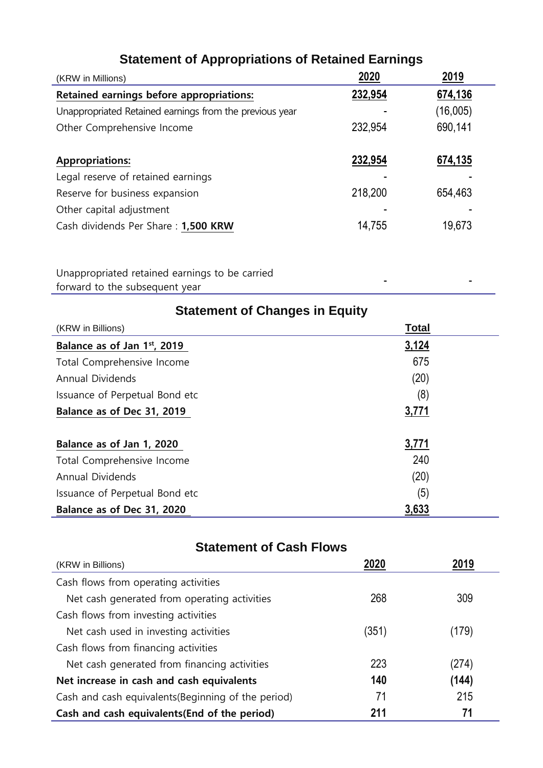## Statement of Appropriations of Retained Earnings

| (KRW in Millions) | 2020 | 2019 |
|---|---|---|
| **Retained earnings before appropriations:** | **232,954** | **674,136** |
| Unappropriated Retained earnings from the previous year | - | (16,005) |
| Other Comprehensive Income | 232,954 | 690,141 |
| | | |
| **Appropriations:** | **232,954** | **674,135** |
| Legal reserve of retained earnings | - | - |
| Reserve for business expansion | 218,200 | 654,463 |
| Other capital adjustment | - | - |
| Cash dividends Per Share : **1,500 KRW** | 14,755 | 19,673 |
| | | |
| Unappropriated retained earnings to be carried forward to the subsequent year | - | - |

## Statement of Changes in Equity

| (KRW in Billions) | Total |
|---|---|
| **Balance as of Jan 1st, 2019** | **3,124** |
| Total Comprehensive Income | 675 |
| Annual Dividends | (20) |
| Issuance of Perpetual Bond etc | (8) |
| **Balance as of Dec 31, 2019** | **3,771** |
| | |
| **Balance as of Jan 1, 2020** | **3,771** |
| Total Comprehensive Income | 240 |
| Annual Dividends | (20) |
| Issuance of Perpetual Bond etc | (5) |
| **Balance as of Dec 31, 2020** | **3,633** |

## Statement of Cash Flows

| (KRW in Billions) | 2020 | 2019 |
|---|---|---|
| Cash flows from operating activities | | |
| Net cash generated from operating activities | 268 | 309 |
| Cash flows from investing activities | | |
| Net cash used in investing activities | (351) | (179) |
| Cash flows from financing activities | | |
| Net cash generated from financing activities | 223 | (274) |
| **Net increase in cash and cash equivalents** | **140** | **(144)** |
| Cash and cash equivalents(Beginning of the period) | 71 | 215 |
| **Cash and cash equivalents(End of the period)** | **211** | **71** |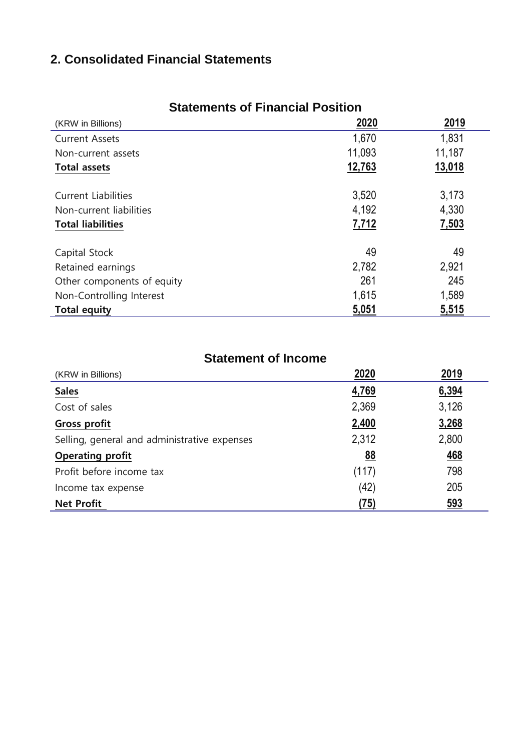## 2. Consolidated Financial Statements

### Statements of Financial Position

| (KRW in Billions) | 2020 | 2019 |
|---|---|---|
| Current Assets | 1,670 | 1,831 |
| Non-current assets | 11,093 | 11,187 |
| **Total assets** | **12,763** | **13,018** |
| | | |
| Current Liabilities | 3,520 | 3,173 |
| Non-current liabilities | 4,192 | 4,330 |
| **Total liabilities** | **7,712** | **7,503** |
| | | |
| Capital Stock | 49 | 49 |
| Retained earnings | 2,782 | 2,921 |
| Other components of equity | 261 | 245 |
| Non-Controlling Interest | 1,615 | 1,589 |
| **Total equity** | **5,051** | **5,515** |

### Statement of Income

| (KRW in Billions) | 2020 | 2019 |
|---|---|---|
| **Sales** | **4,769** | **6,394** |
| Cost of sales | 2,369 | 3,126 |
| **Gross profit** | **2,400** | **3,268** |
| Selling, general and administrative expenses | 2,312 | 2,800 |
| **Operating profit** | **88** | **468** |
| Profit before income tax | (117) | 798 |
| Income tax expense | (42) | 205 |
| **Net Profit** | **(75)** | **593** |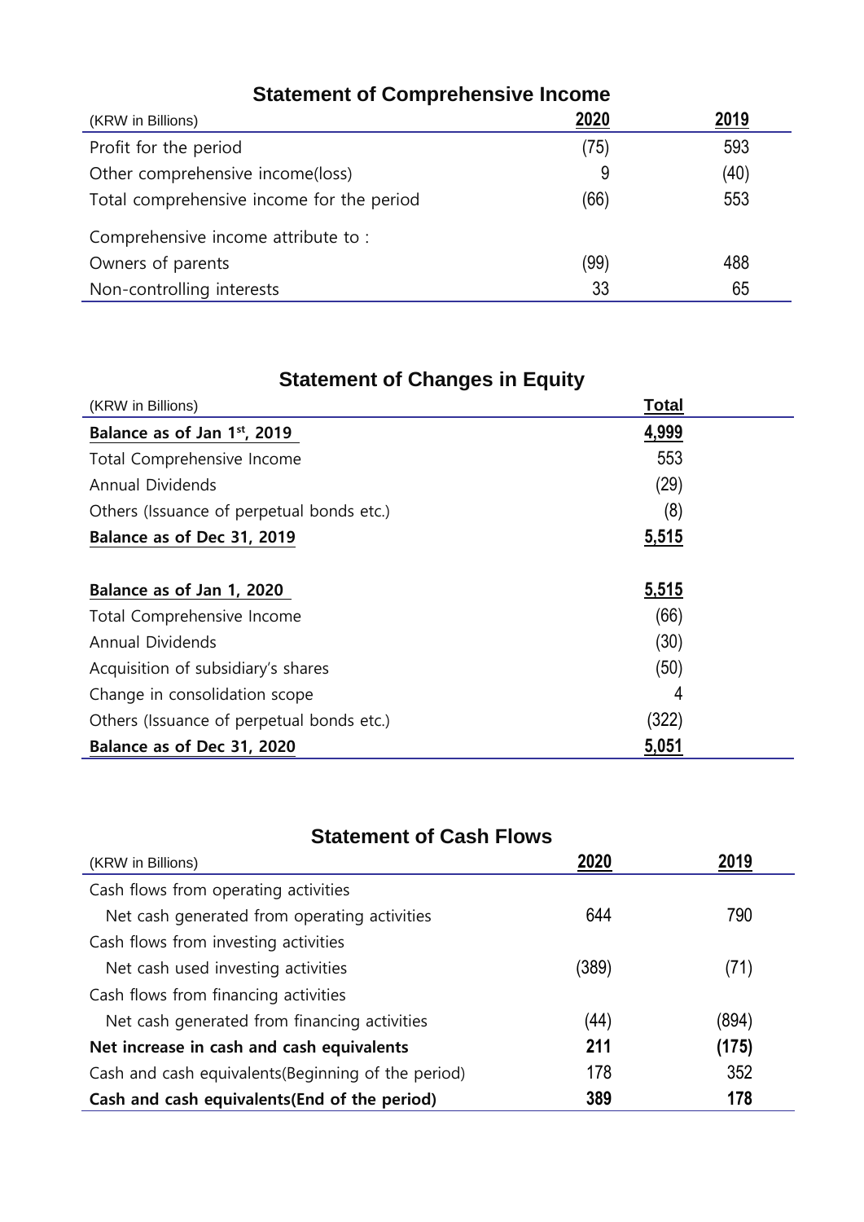## Statement of Comprehensive Income

| (KRW in Billions) | 2020 | 2019 |
|---|---|---|
| Profit for the period | (75) | 593 |
| Other comprehensive income(loss) | 9 | (40) |
| Total comprehensive income for the period | (66) | 553 |
| Comprehensive income attribute to : | | |
| Owners of parents | (99) | 488 |
| Non-controlling interests | 33 | 65 |

## Statement of Changes in Equity

| (KRW in Billions) | Total |
|---|---|
| **Balance as of Jan 1st, 2019** | **4,999** |
| Total Comprehensive Income | 553 |
| Annual Dividends | (29) |
| Others (Issuance of perpetual bonds etc.) | (8) |
| **Balance as of Dec 31, 2019** | **5,515** |
| **Balance as of Jan 1, 2020** | **5,515** |
| Total Comprehensive Income | (66) |
| Annual Dividends | (30) |
| Acquisition of subsidiary's shares | (50) |
| Change in consolidation scope | 4 |
| Others (Issuance of perpetual bonds etc.) | (322) |
| **Balance as of Dec 31, 2020** | **5,051** |

## Statement of Cash Flows

| (KRW in Billions) | 2020 | 2019 |
|---|---|---|
| Cash flows from operating activities | | |
| Net cash generated from operating activities | 644 | 790 |
| Cash flows from investing activities | | |
| Net cash used investing activities | (389) | (71) |
| Cash flows from financing activities | | |
| Net cash generated from financing activities | (44) | (894) |
| **Net increase in cash and cash equivalents** | **211** | **(175)** |
| Cash and cash equivalents(Beginning of the period) | 178 | 352 |
| **Cash and cash equivalents(End of the period)** | **389** | **178** |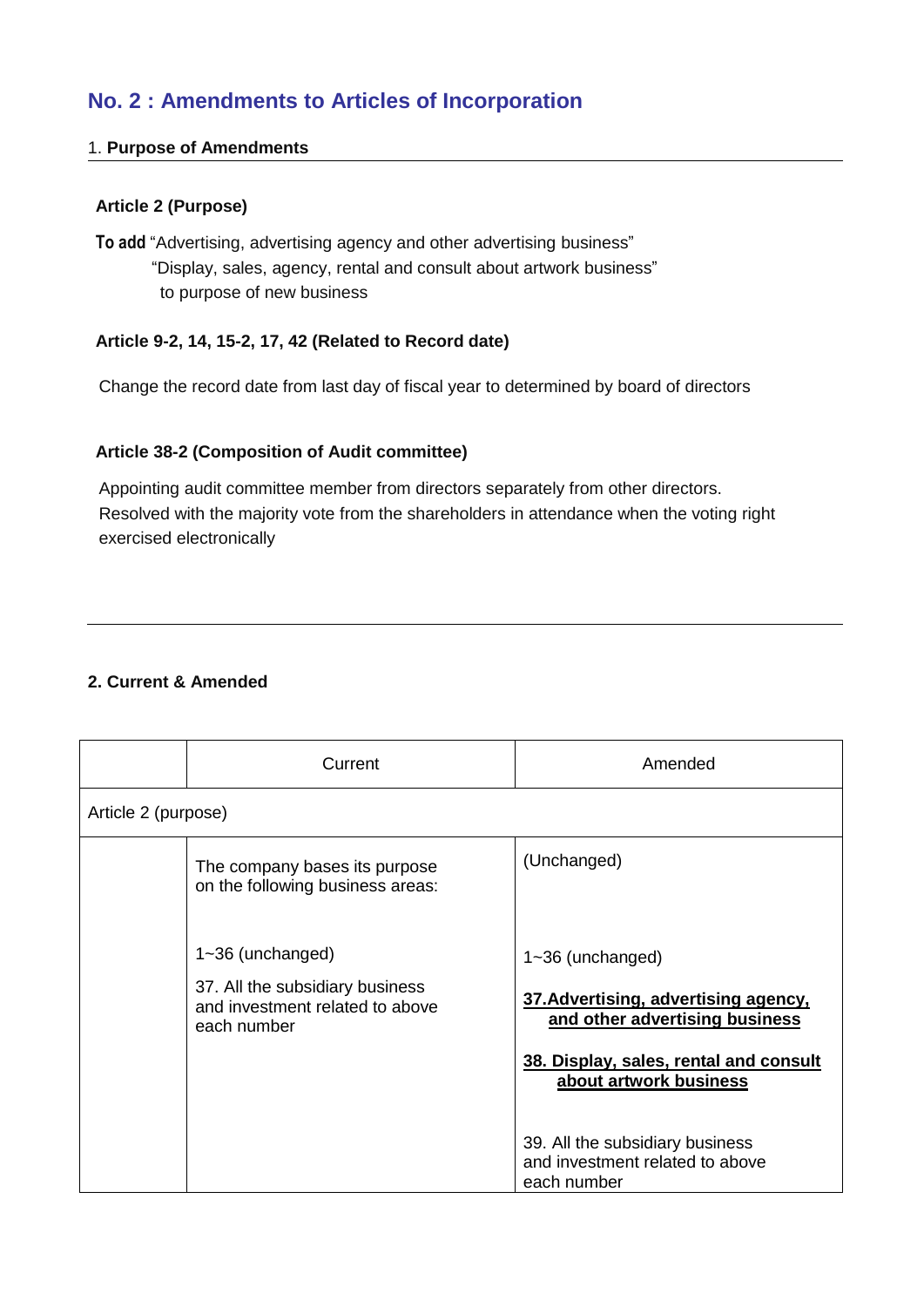## No. 2 : Amendments to Articles of Incorporation

1. **Purpose of Amendments**

**Article 2 (Purpose)**

**To add** “Advertising, advertising agency and other advertising business”
“Display, sales, agency, rental and consult about artwork business”
to purpose of new business

**Article 9-2, 14, 15-2, 17, 42 (Related to Record date)**

Change the record date from last day of fiscal year to determined by board of directors

**Article 38-2 (Composition of Audit committee)**

Appointing audit committee member from directors separately from other directors.
Resolved with the majority vote from the shareholders in attendance when the voting right exercised electronically

**2. Current & Amended**

| | Current | Amended |
|---|---|---|
| Article 2 (purpose) | | |
| | The company bases its purpose on the following business areas: | (Unchanged) |
| | 1~36 (unchanged) | 1~36 (unchanged) |
| | 37. All the subsidiary business and investment related to above each number | **37.Advertising, advertising agency, and other advertising business** |
| | | **38. Display, sales, rental and consult about artwork business** |
| | | 39. All the subsidiary business and investment related to above each number |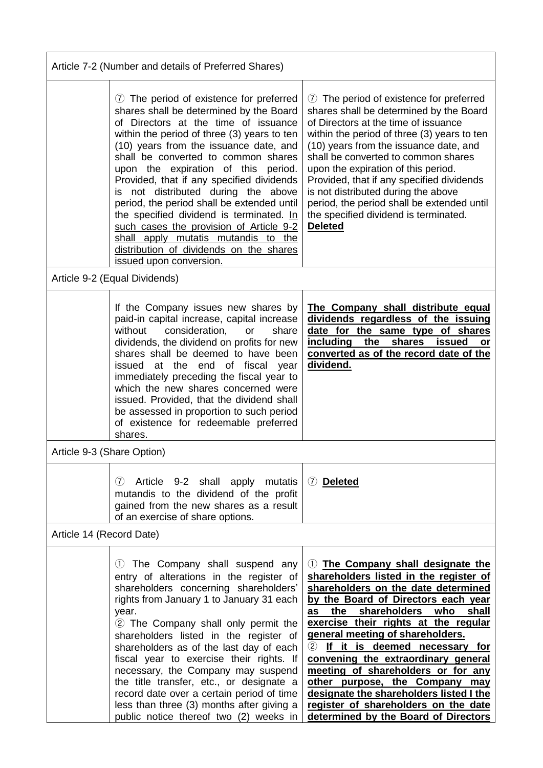| Article 7-2 (Number and details of Preferred Shares) | | |
|---|---|---|
| | ⑦ The period of existence for preferred shares shall be determined by the Board of Directors at the time of issuance within the period of three (3) years to ten (10) years from the issuance date, and shall be converted to common shares upon the expiration of this period. Provided, that if any specified dividends is not distributed during the above period, the period shall be extended until the specified dividend is terminated. <u>In such cases the provision of Article 9-2 shall apply mutatis mutandis to the distribution of dividends on the shares issued upon conversion.</u> | ⑦ The period of existence for preferred shares shall be determined by the Board of Directors at the time of issuance within the period of three (3) years to ten (10) years from the issuance date, and shall be converted to common shares upon the expiration of this period. Provided, that if any specified dividends is not distributed during the above period, the period shall be extended until the specified dividend is terminated. <u>**Deleted**</u> |
| Article 9-2 (Equal Dividends) | | |
| | If the Company issues new shares by paid-in capital increase, capital increase without consideration, or share dividends, the dividend on profits for new shares shall be deemed to have been issued at the end of fiscal year immediately preceding the fiscal year to which the new shares concerned were issued. Provided, that the dividend shall be assessed in proportion to such period of existence for redeemable preferred shares. | <u>**The Company shall distribute equal dividends regardless of the issuing date for the same type of shares including the shares issued or converted as of the record date of the dividend.**</u> |
| Article 9-3 (Share Option) | | |
| | ⑦ Article 9-2 shall apply mutatis mutandis to the dividend of the profit gained from the new shares as a result of an exercise of share options. | ⑦ <u>**Deleted**</u> |
| Article 14 (Record Date) | | |
| | ① The Company shall suspend any entry of alterations in the register of shareholders concerning shareholders' rights from January 1 to January 31 each year.<br>② The Company shall only permit the shareholders listed in the register of shareholders as of the last day of each fiscal year to exercise their rights. If necessary, the Company may suspend the title transfer, etc., or designate a record date over a certain period of time less than three (3) months after giving a public notice thereof two (2) weeks in | ① <u>**The Company shall designate the shareholders listed in the register of shareholders on the date determined by the Board of Directors each year as the shareholders who shall exercise their rights at the regular general meeting of shareholders.**</u><br>② <u>**If it is deemed necessary for convening the extraordinary general meeting of shareholders or for any other purpose, the Company may designate the shareholders listed I the register of shareholders on the date determined by the Board of Directors**</u> |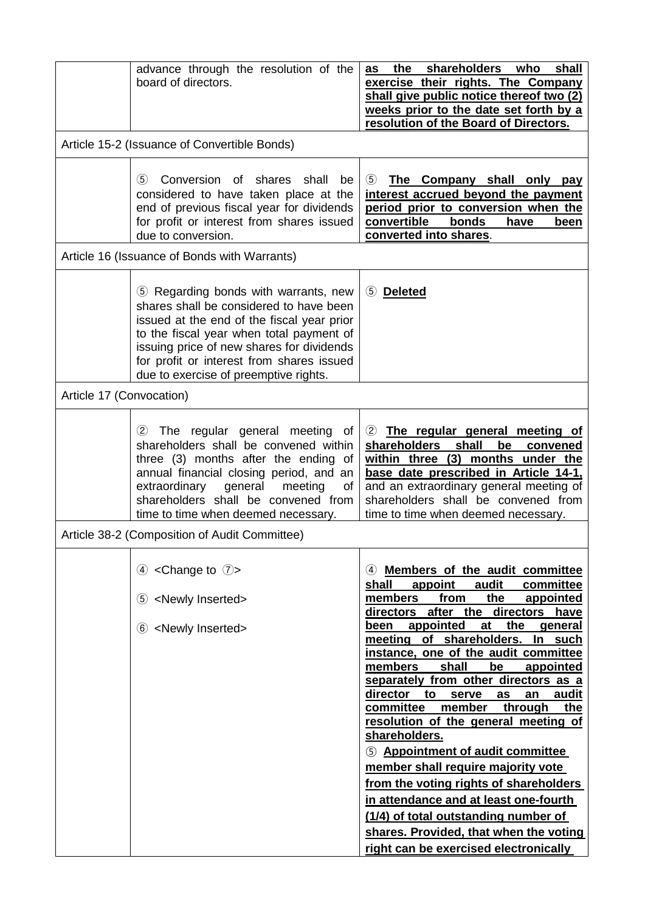| | | |
|---|---|---|
| | advance through the resolution of the board of directors. | **as the shareholders who shall exercise their rights. The Company shall give public notice thereof two (2) weeks prior to the date set forth by a resolution of the Board of Directors.** |
| Article 15-2 (Issuance of Convertible Bonds) | | |
| | ⑤ Conversion of shares shall be considered to have taken place at the end of previous fiscal year for dividends for profit or interest from shares issued due to conversion. | ⑤ **The Company shall only pay interest accrued beyond the payment period prior to conversion when the convertible bonds have been converted into shares**. |
| Article 16 (Issuance of Bonds with Warrants) | | |
| | ⑤ Regarding bonds with warrants, new shares shall be considered to have been issued at the end of the fiscal year prior to the fiscal year when total payment of issuing price of new shares for dividends for profit or interest from shares issued due to exercise of preemptive rights. | ⑤ **Deleted** |
| Article 17 (Convocation) | | |
| | ② The regular general meeting of shareholders shall be convened within three (3) months after the ending of annual financial closing period, and an extraordinary general meeting of shareholders shall be convened from time to time when deemed necessary. | ② **The regular general meeting of shareholders shall be convened within three (3) months under the base date prescribed in Article 14-1,** and an extraordinary general meeting of shareholders shall be convened from time to time when deemed necessary. |
| Article 38-2 (Composition of Audit Committee) | | |
| | ④ <Change to ⑦><br><br>⑤ <Newly Inserted><br><br>⑥ <Newly Inserted> | ④ **Members of the audit committee shall appoint audit committee members from the appointed directors after the directors have been appointed at the general meeting of shareholders. In such instance, one of the audit committee members shall be appointed separately from other directors as a director to serve as an audit committee member through the resolution of the general meeting of shareholders.**<br>⑤ **Appointment of audit committee member shall require majority vote from the voting rights of shareholders in attendance and at least one-fourth (1/4) of total outstanding number of shares. Provided, that when the voting right can be exercised electronically** |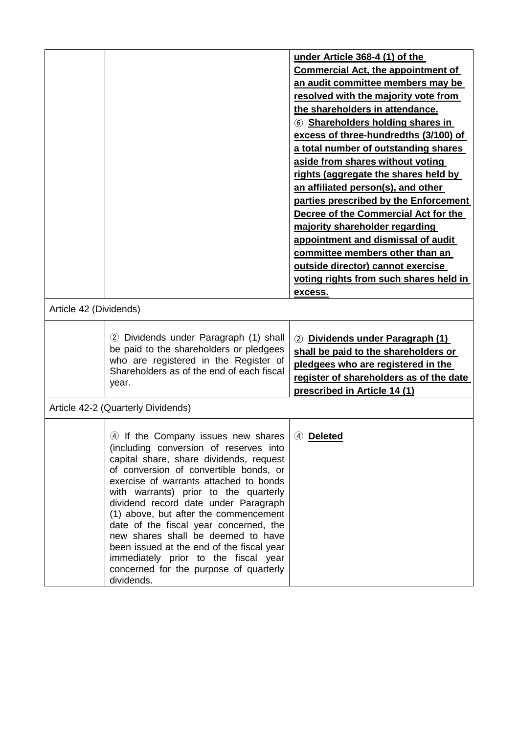| | | |
|---|---|---|
| | | **under Article 368-4 (1) of the Commercial Act, the appointment of an audit committee members may be resolved with the majority vote from the shareholders in attendance.**<br>⑥ **Shareholders holding shares in excess of three-hundredths (3/100) of a total number of outstanding shares aside from shares without voting rights (aggregate the shares held by an affiliated person(s), and other parties prescribed by the Enforcement Decree of the Commercial Act for the majority shareholder regarding appointment and dismissal of audit committee members other than an outside director) cannot exercise voting rights from such shares held in excess.** |
| Article 42 (Dividends) | | |
| | ② Dividends under Paragraph (1) shall be paid to the shareholders or pledgees who are registered in the Register of Shareholders as of the end of each fiscal year. | ② **Dividends under Paragraph (1) shall be paid to the shareholders or pledgees who are registered in the register of shareholders as of the date prescribed in Article 14 (1)** |
| Article 42-2 (Quarterly Dividends) | | |
| | ④ If the Company issues new shares (including conversion of reserves into capital share, share dividends, request of conversion of convertible bonds, or exercise of warrants attached to bonds with warrants) prior to the quarterly dividend record date under Paragraph (1) above, but after the commencement date of the fiscal year concerned, the new shares shall be deemed to have been issued at the end of the fiscal year immediately prior to the fiscal year concerned for the purpose of quarterly dividends. | ④ **Deleted** |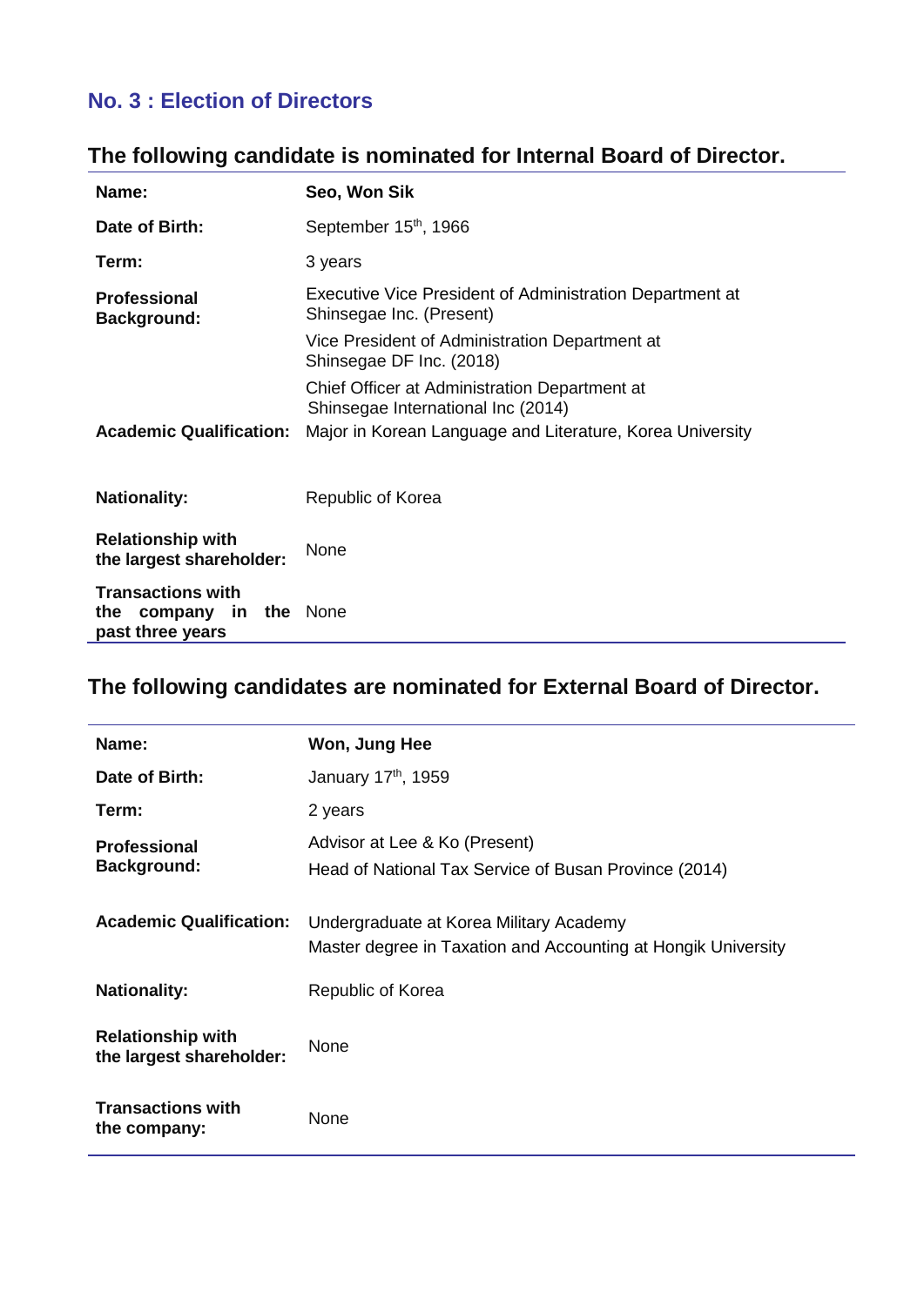## No. 3 : Election of Directors

### The following candidate is nominated for Internal Board of Director.

| | |
|---|---|
| **Name:** | **Seo, Won Sik** |
| **Date of Birth:** | September 15th, 1966 |
| **Term:** | 3 years |
| **Professional Background:** | Executive Vice President of Administration Department at Shinsegae Inc. (Present)<br>Vice President of Administration Department at Shinsegae DF Inc. (2018)<br>Chief Officer at Administration Department at Shinsegae International Inc (2014) |
| **Academic Qualification:** | Major in Korean Language and Literature, Korea University |
| **Nationality:** | Republic of Korea |
| **Relationship with the largest shareholder:** | None |
| **Transactions with the company in the past three years** | None |

### The following candidates are nominated for External Board of Director.

| | |
|---|---|
| **Name:** | **Won, Jung Hee** |
| **Date of Birth:** | January 17th, 1959 |
| **Term:** | 2 years |
| **Professional Background:** | Advisor at Lee & Ko (Present)<br>Head of National Tax Service of Busan Province (2014) |
| **Academic Qualification:** | Undergraduate at Korea Military Academy<br>Master degree in Taxation and Accounting at Hongik University |
| **Nationality:** | Republic of Korea |
| **Relationship with the largest shareholder:** | None |
| **Transactions with the company:** | None |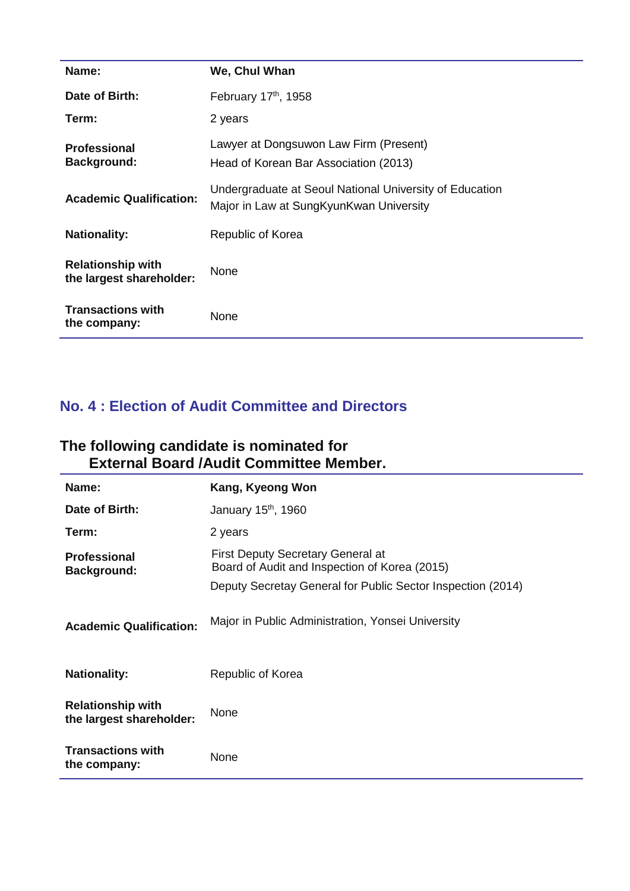| Name: | We, Chul Whan |
|---|---|
| Date of Birth: | February 17th, 1958 |
| Term: | 2 years |
| Professional Background: | Lawyer at Dongsuwon Law Firm (Present)<br>Head of Korean Bar Association (2013) |
| Academic Qualification: | Undergraduate at Seoul National University of Education<br>Major in Law at SungKyunKwan University |
| Nationality: | Republic of Korea |
| Relationship with the largest shareholder: | None |
| Transactions with the company: | None |

## No. 4 : Election of Audit Committee and Directors

### The following candidate is nominated for External Board /Audit Committee Member.

| Name: | Kang, Kyeong Won |
|---|---|
| Date of Birth: | January 15th, 1960 |
| Term: | 2 years |
| Professional Background: | First Deputy Secretary General at Board of Audit and Inspection of Korea (2015)<br>Deputy Secretay General for Public Sector Inspection (2014) |
| Academic Qualification: | Major in Public Administration, Yonsei University |
| Nationality: | Republic of Korea |
| Relationship with the largest shareholder: | None |
| Transactions with the company: | None |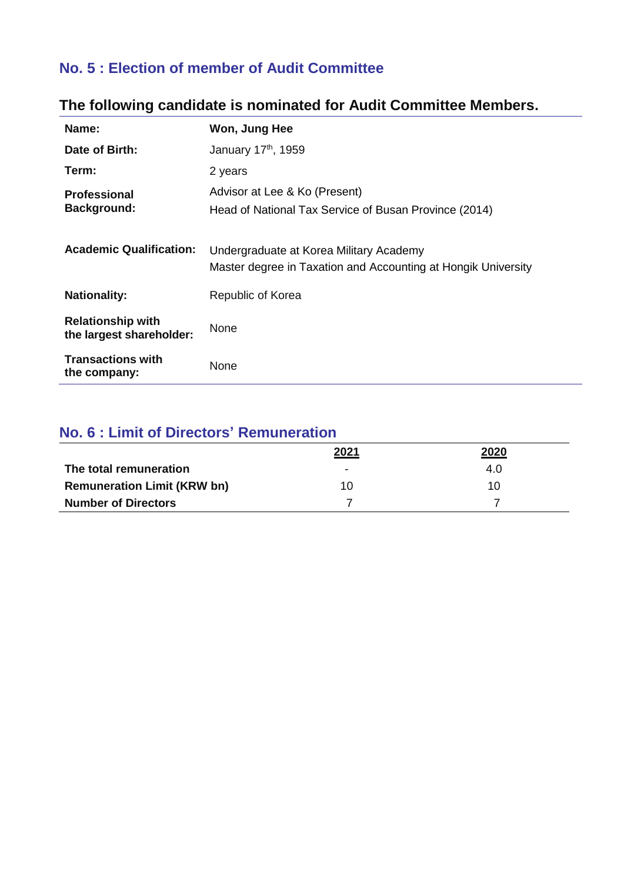## No. 5 : Election of member of Audit Committee

### The following candidate is nominated for Audit Committee Members.

| | |
|---|---|
| **Name:** | **Won, Jung Hee** |
| **Date of Birth:** | January 17th, 1959 |
| **Term:** | 2 years |
| **Professional Background:** | Advisor at Lee & Ko (Present)<br>Head of National Tax Service of Busan Province (2014) |
| **Academic Qualification:** | Undergraduate at Korea Military Academy<br>Master degree in Taxation and Accounting at Hongik University |
| **Nationality:** | Republic of Korea |
| **Relationship with the largest shareholder:** | None |
| **Transactions with the company:** | None |

## No. 6 : Limit of Directors' Remuneration

| | 2021 | 2020 |
|---|---|---|
| **The total remuneration** | - | 4.0 |
| **Remuneration Limit (KRW bn)** | 10 | 10 |
| **Number of Directors** | 7 | 7 |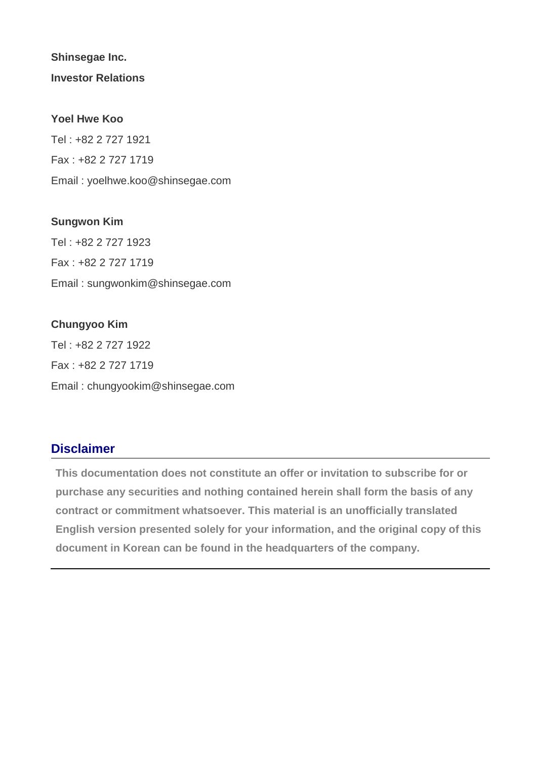**Shinsegae Inc.**

**Investor Relations**

**Yoel Hwe Koo**

Tel : +82 2 727 1921

Fax : +82 2 727 1719

Email : yoelhwe.koo@shinsegae.com

**Sungwon Kim**

Tel : +82 2 727 1923

Fax : +82 2 727 1719

Email : sungwonkim@shinsegae.com

**Chungyoo Kim**

Tel : +82 2 727 1922

Fax : +82 2 727 1719

Email : chungyookim@shinsegae.com

## Disclaimer

**This documentation does not constitute an offer or invitation to subscribe for or purchase any securities and nothing contained herein shall form the basis of any contract or commitment whatsoever. This material is an unofficially translated English version presented solely for your information, and the original copy of this document in Korean can be found in the headquarters of the company.**